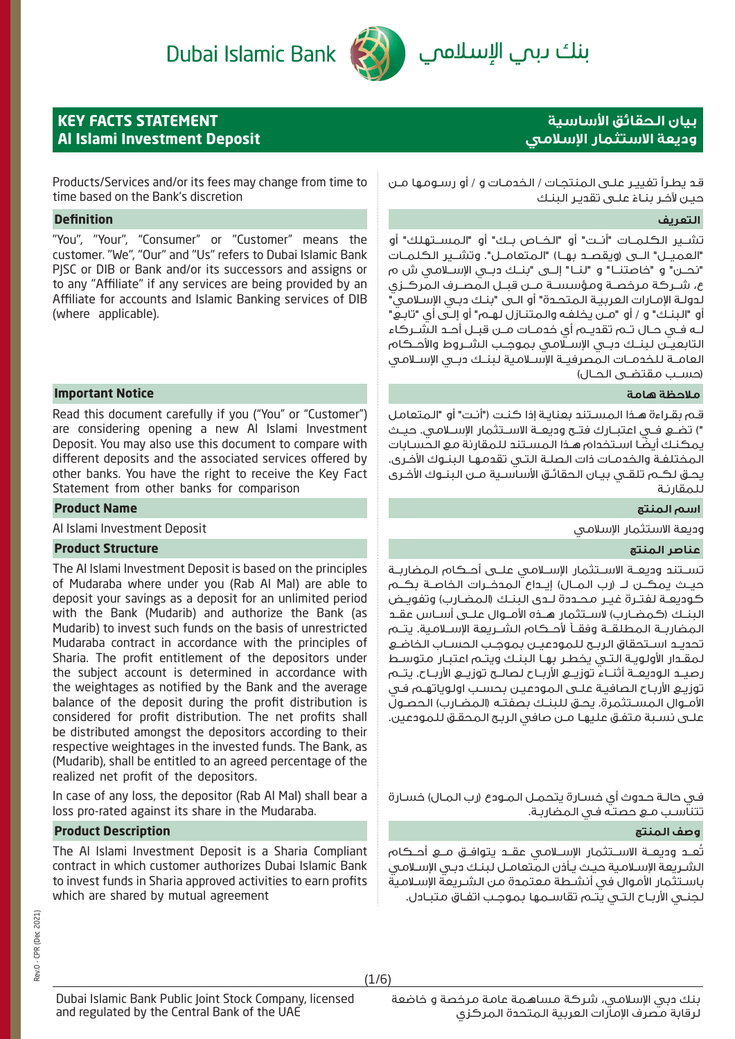Dubai Islamic Bank بنك دبي الإسلامي

# KEY FACTS STATEMENT
## Al Islami Investment Deposit

# بيان الحقائق الأساسية
## وديعة الاستثمار الإسلامي

Products/Services and/or its fees may change from time to time based on the Bank's discretion

قد يطرأ تغيير على المنتجات / الخدمات و / أو رسومها من حين لآخر بناءً على تقدير البنك

### Definition

"You", "Your", "Consumer" or "Customer" means the customer. "We", "Our" and "Us" refers to Dubai Islamic Bank PJSC or DIB or Bank and/or its successors and assigns or to any "Affiliate" if any services are being provided by an Affiliate for accounts and Islamic Banking services of DIB (where applicable).

### التعريف

تشير الكلمات "أنت" أو "الخاص بك" أو "المستهلك" أو "العميل" الى (ويقصد بها) "المتعامل". وتشير الكلمات "نحن" و "خاصتنا" و "لنا" إلى "بنك دبي الإسلامي ش م ع، شركة مرخصة ومؤسسة من قبل المصرف المركزي لدولة الإمارات العربية المتحدة" أو الى "بنك دبي الإسلامي" أو "البنك" و / أو "من يخلفه والمتنازل لهم" أو إلى أي "تابع" له في حال تم تقديم أي خدمات من قبل أحد الشركاء التابعين لبنك دبي الإسلامي بموجب الشروط والأحكام العامة للخدمات المصرفية الإسلامية لبنك دبي الإسلامي (حسب مقتضى الحال)

### Important Notice

Read this document carefully if you ("You" or "Customer") are considering opening a new Al Islami Investment Deposit. You may also use this document to compare with different deposits and the associated services offered by other banks. You have the right to receive the Key Fact Statement from other banks for comparison

### ملاحظة هامة

قم بقراءة هذا المستند بعناية إذا كنت ("أنت" أو "المتعامل") تضع في اعتبارك فتح وديعة الاستثمار الإسلامي. حيث يمكنك أيضًا استخدام هذا المستند للمقارنة مع الحسابات المختلفة والخدمات ذات الصلة التي تقدمها البنوك الأخرى. يحق لكم تلقي بيان الحقائق الأساسية من البنوك الأخرى للمقارنة

### Product Name

Al Islami Investment Deposit

### اسم المنتج

وديعة الاستثمار الإسلامي

### Product Structure

The Al Islami Investment Deposit is based on the principles of Mudaraba where under you (Rab Al Mal) are able to deposit your savings as a deposit for an unlimited period with the Bank (Mudarib) and authorize the Bank (as Mudarib) to invest such funds on the basis of unrestricted Mudaraba contract in accordance with the principles of Sharia. The profit entitlement of the depositors under the subject account is determined in accordance with the weightages as notified by the Bank and the average balance of the deposit during the profit distribution is considered for profit distribution. The net profits shall be distributed amongst the depositors according to their respective weightages in the invested funds. The Bank, as (Mudarib), shall be entitled to an agreed percentage of the realized net profit of the depositors.

In case of any loss, the depositor (Rab Al Mal) shall bear a loss pro-rated against its share in the Mudaraba.

### عناصر المنتج

تستند وديعة الاستثمار الإسلامي على أحكام المضاربة حيث يمكن لـ (رب المال) إيداع المدخرات الخاصة بكم كوديعة لفترة غير محددة لدى البنك (المضارب) وتفويض البنك (كمضارب) لاستثمار هذه الأموال على أساس عقد المضاربة المطلقة وفقاً لأحكام الشريعة الإسلامية. يتم تحديد استحقاق الربح للمودعين بموجب الحساب الخاضع لمقدار الأولوية التي يخطر بها البنك ويتم اعتبار متوسط رصيد الوديعة أثناء توزيع الأرباح لصالح توزيع الأرباح. يتم توزيع الأرباح الصافية على المودعين بحسب اولوياتهم في الأموال المستثمرة. يحق للبنك بصفته (المضارب) الحصول على نسبة متفق عليها من صافي الربح المحقق للمودعين.

في حالة حدوث أي خسارة يتحمل المودع (رب المال) خسارة تتناسب مع حصته في المضاربة.

### Product Description

The Al Islami Investment Deposit is a Sharia Compliant contract in which customer authorizes Dubai Islamic Bank to invest funds in Sharia approved activities to earn profits which are shared by mutual agreement

### وصف المنتج

تُعد وديعة الاستثمار الإسلامي عقد يتوافق مع أحكام الشريعة الإسلامية حيث يأذن المتعامل لبنك دبي الإسلامي باستثمار الأموال في أنشطة معتمدة من الشريعة الإسلامية لجني الأرباح التي يتم تقاسمها بموجب اتفاق متبادل.

Rev.0 - CPR (Dec 2021)

Dubai Islamic Bank Public Joint Stock Company, licensed and regulated by the Central Bank of the UAE

بنك دبي الإسلامي، شركة مساهمة عامة مرخصة و خاضعة لرقابة مصرف الإمارات العربية المتحدة المركزي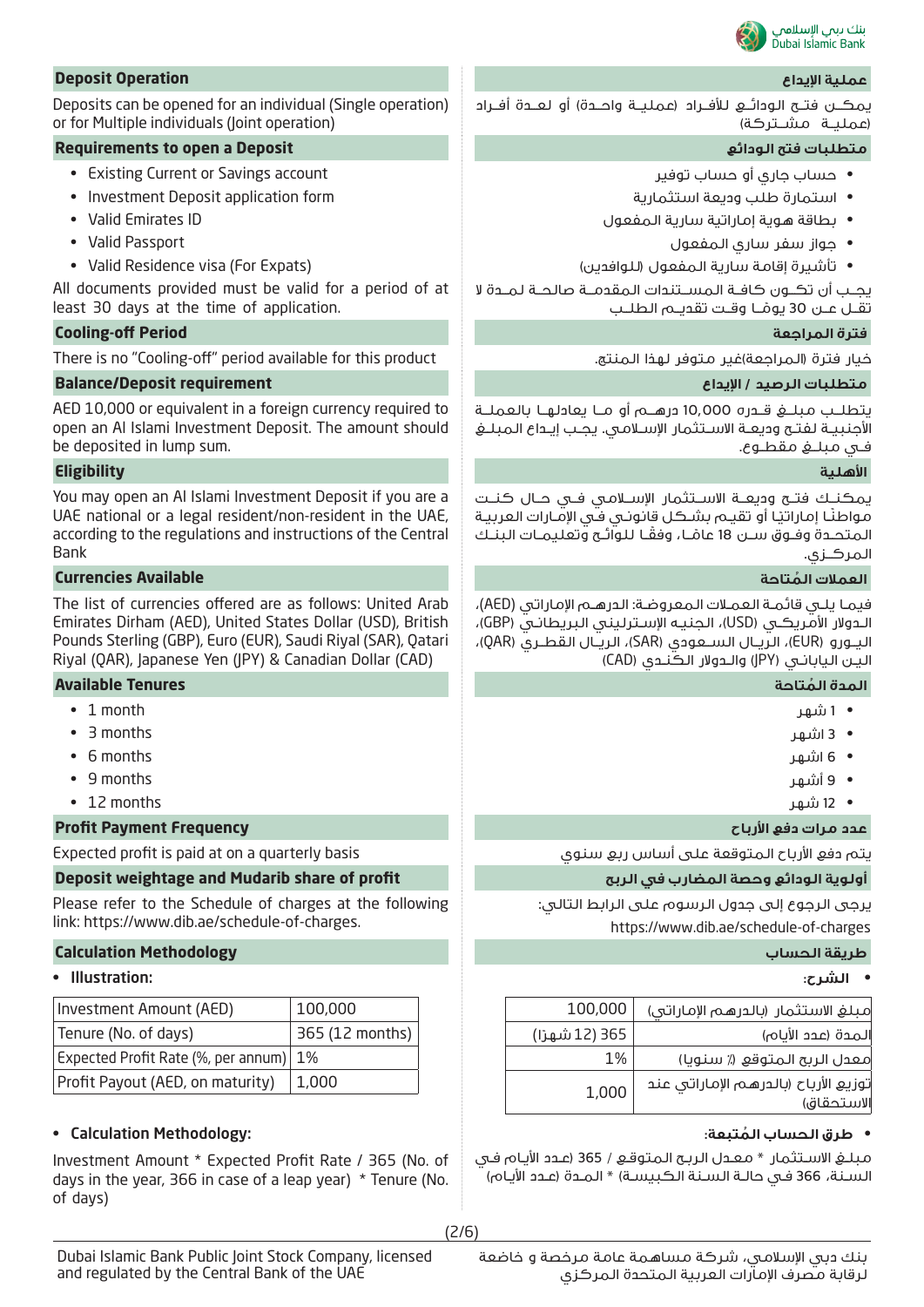## Deposit Operation

Deposits can be opened for an individual (Single operation) or for Multiple individuals (Joint operation)

## Requirements to open a Deposit

- Existing Current or Savings account
- Investment Deposit application form
- Valid Emirates ID
- Valid Passport
- Valid Residence visa (For Expats)

All documents provided must be valid for a period of at least 30 days at the time of application.

## Cooling-off Period

There is no "Cooling-off" period available for this product

## Balance/Deposit requirement

AED 10,000 or equivalent in a foreign currency required to open an Al Islami Investment Deposit. The amount should be deposited in lump sum.

## Eligibility

You may open an Al Islami Investment Deposit if you are a UAE national or a legal resident/non-resident in the UAE, according to the regulations and instructions of the Central Bank

## Currencies Available

The list of currencies offered are as follows: United Arab Emirates Dirham (AED), United States Dollar (USD), British Pounds Sterling (GBP), Euro (EUR), Saudi Riyal (SAR), Qatari Riyal (QAR), Japanese Yen (JPY) & Canadian Dollar (CAD)

## Available Tenures

- 1 month
- 3 months
- 6 months
- 9 months
- 12 months

## Profit Payment Frequency

Expected profit is paid at on a quarterly basis

## Deposit weightage and Mudarib share of profit

Please refer to the Schedule of charges at the following link: https://www.dib.ae/schedule-of-charges.

## Calculation Methodology

- **Illustration:**

| | |
|---|---|
| Investment Amount (AED) | 100,000 |
| Tenure (No. of days) | 365 (12 months) |
| Expected Profit Rate (%, per annum) | 1% |
| Profit Payout (AED, on maturity) | 1,000 |

- **Calculation Methodology:**

Investment Amount * Expected Profit Rate / 365 (No. of days in the year, 366 in case of a leap year) * Tenure (No. of days)

## عملية الإيداع

يمكـن فتـح الودائـع للأفـراد (عمليـة واحـدة) أو لعـدة أفـراد (عمليـة مشـتركة)

## متطلبات فتح الودائع

- حساب جاري أو حساب توفير
- استمارة طلب وديعة استثمارية
- بطاقة هوية إماراتية سارية المفعول
- جواز سفر ساري المفعول
- تأشيرة إقامة سارية المفعول (للوافدين)

يجـب أن تكـون كافـة المسـتندات المقدمـة صالحـة لمـدة لا تقـل عـن 30 يومـا وقـت تقديـم الطلـب

## فترة المراجعة

خيار فترة (المراجعة)غير متوفر لهذا المنتج.

## متطلبات الرصيد / الإيداع

يتطلـب مبلـغ قـدره 10,000 درهـم أو مـا يعادلهـا بالعملـة الأجنبيـة لفتـح وديعـة الاسـتثمار الإسـلامي. يجـب إيـداع المبلـغ فـي مبلـغ مقطـوع.

## الأهلية

يمكنـك فتـح وديعـة الاسـتثمار الإسـلامي فـي حـال كنـت مواطنًا إماراتيًا أو تقيـم بشـكل قانونـي فـي الإمـارات العربيـة المتحـدة وفـوق سـن 18 عامـاً، وفقـاً للوائـح وتعليمـات البنـك المركـزي.

## العملات المُتاحة

فيمـا يلـي قائمـة العمـلات المعروضـة: الدرهـم الإماراتي (AED)، الـدولار الأمريكـي (USD)، الجنيـه الإسـترليني البريطانـي (GBP)، اليـورو (EUR)، الريـال السـعودي (SAR)، الريـال القطـري (QAR)، الين الياباني (JPY) والـدولار الكـنـدي (CAD)

## المدة المُتاحة

- 1 شهر
- 3 اشهر
- 6 اشهر
- 9 أشهر
- 12 شهر

## عدد مرات دفع الأرباح

يتم دفع الأرباح المتوقعة على أساس ربع سنوي

## أولوية الودائع وحصة المضارب في الربح

يرجى الرجوع إلى جدول الرسوم على الرابط التالي: https://www.dib.ae/schedule-of-charges

## طريقة الحساب

- **الشرح:**

| | |
|---|---|
| مبلغ الاستثمار (بالدرهم الإماراتي) | 100,000 |
| المدة (عدد الأيام) | 365 (12 شهرًا) |
| معدل الربح المتوقع (٪ سنويا) | 1% |
| توزيع الأرباح (بالدرهم الإماراتي عند الاستحقاق) | 1,000 |

- **طرق الحساب المُتبعة:**

مبلـغ الاسـتثمار * معـدل الربـح المتوقـع / 365 (عـدد الأيـام فـي السـنة، 366 فـي حالـة السـنة الكبيسـة) * المـدة (عـدد الأيـام)

Dubai Islamic Bank Public Joint Stock Company, licensed and regulated by the Central Bank of the UAE

بنك دبي الإسلامي، شركة مساهمة عامة مرخصة و خاضعة لرقابة مصرف الإمارات العربية المتحدة المركزي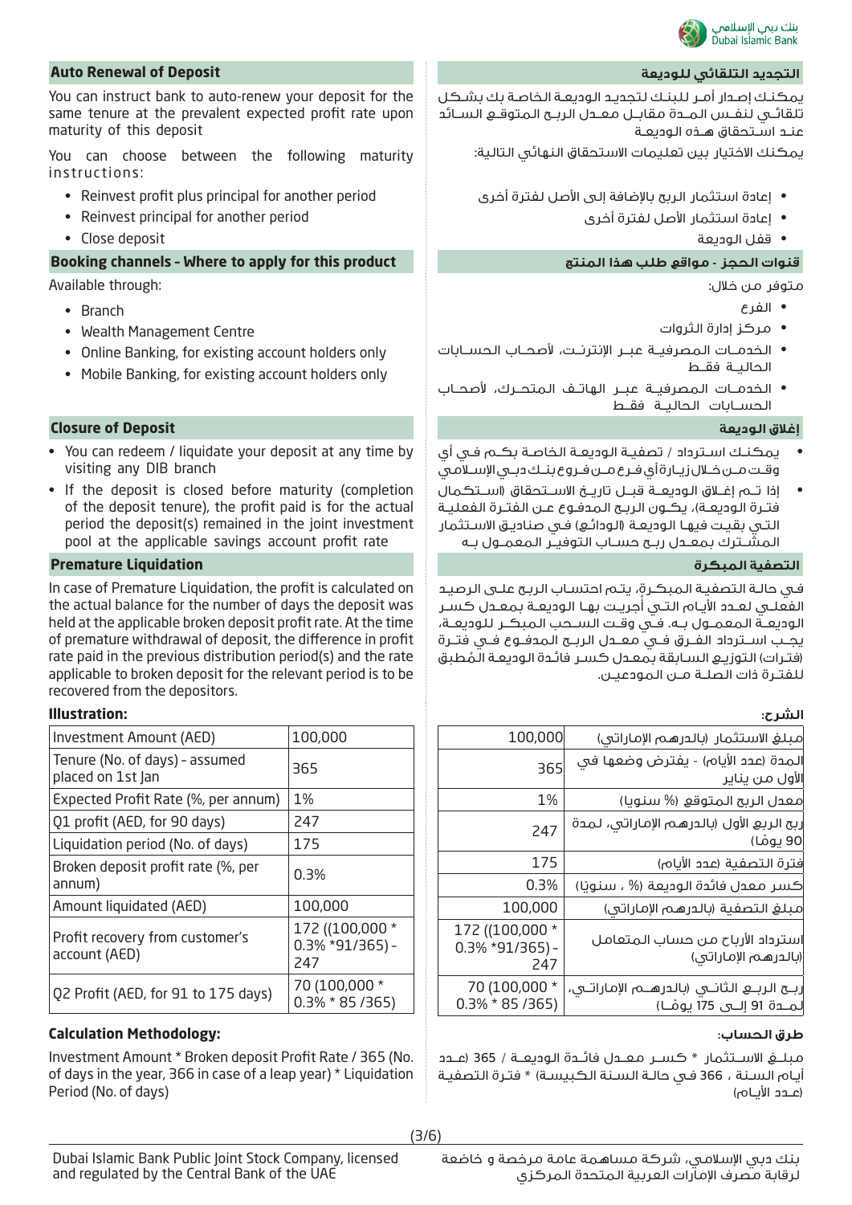## Auto Renewal of Deposit

You can instruct bank to auto-renew your deposit for the same tenure at the prevalent expected profit rate upon maturity of this deposit

You can choose between the following maturity instructions:

- Reinvest profit plus principal for another period
- Reinvest principal for another period
- Close deposit

## Booking channels - Where to apply for this product

Available through:

- Branch
- Wealth Management Centre
- Online Banking, for existing account holders only
- Mobile Banking, for existing account holders only

## Closure of Deposit

- You can redeem / liquidate your deposit at any time by visiting any DIB branch
- If the deposit is closed before maturity (completion of the deposit tenure), the profit paid is for the actual period the deposit(s) remained in the joint investment pool at the applicable savings account profit rate

## Premature Liquidation

In case of Premature Liquidation, the profit is calculated on the actual balance for the number of days the deposit was held at the applicable broken deposit profit rate. At the time of premature withdrawal of deposit, the difference in profit rate paid in the previous distribution period(s) and the rate applicable to broken deposit for the relevant period is to be recovered from the depositors.

**Illustration:**

| | |
|---|---|
| Investment Amount (AED) | 100,000 |
| Tenure (No. of days) - assumed placed on 1st Jan | 365 |
| Expected Profit Rate (%, per annum) | 1% |
| Q1 profit (AED, for 90 days) | 247 |
| Liquidation period (No. of days) | 175 |
| Broken deposit profit rate (%, per annum) | 0.3% |
| Amount liquidated (AED) | 100,000 |
| Profit recovery from customer's account (AED) | 172 ((100,000 * 0.3% *91/365) - 247 |
| Q2 Profit (AED, for 91 to 175 days) | 70 (100,000 * 0.3% * 85 /365) |

**Calculation Methodology:**

Investment Amount * Broken deposit Profit Rate / 365 (No. of days in the year, 366 in case of a leap year) * Liquidation Period (No. of days)

## التجديد التلقائي للوديعة

يمكنك إصدار أمر للبنك لتجديد الوديعة الخاصة بك بشكل تلقائي لنفس المدة مقابل معدل الربح المتوقع السائد عند استحقاق هذه الوديعة

يمكنك الاختيار بين تعليمات الاستحقاق النهائي التالية:

- إعادة استثمار الربح بالإضافة إلى الأصل لفترة أخرى
- إعادة استثمار الأصل لفترة أخرى
- قفل الوديعة

## قنوات الحجز - مواقع طلب هذا المنتج

متوفر من خلال:

- الفرع
- مركز إدارة الثروات
- الخدمات المصرفية عبر الإنترنت، لأصحاب الحسابات الحالية فقط
- الخدمات المصرفية عبر الهاتف المتحرك، لأصحاب الحسابات الحالية فقط

## إغلاق الوديعة

- يمكنك استرداد / تصفية الوديعة الخاصة بكم في أي وقت من خلال زيارة أي فرع من فروع بنك دبي الإسلامي
- إذا تم إغلاق الوديعة قبل تاريخ الاستحقاق (استكمال فترة الوديعة)، يكون الربح المدفوع عن الفترة الفعلية التي بقيت فيها الوديعة (الودائع) في صناديق الاستثمار المشترك بمعدل ربح حساب التوفير المعمول به

## التصفية المبكرة

في حالة التصفية المبكرة، يتم احتساب الربح على الرصيد الفعلي لعدد الأيام التي أجريت بها الوديعة بمعدل كسر الوديعة المعمول به. في وقت السحب المبكر للوديعة، يجب استرداد الفرق في معدل الربح المدفوع في فترة (فترات) التوزيع السابقة بمعدل كسر فائدة الوديعة المُطبق للفترة ذات الصلة من المودعين.

**الشرح:**

| | |
|---|---|
| مبلغ الاستثمار (بالدرهم الإماراتي) | 100,000 |
| المدة (عدد الأيام) - يفترض وضعها في الأول من يناير | 365 |
| معدل الربح المتوقع (% سنويا) | 1% |
| ربح الربع الأول (بالدرهم الإماراتي، لمدة 90 يومًا) | 247 |
| فترة التصفية (عدد الأيام) | 175 |
| كسر معدل فائدة الوديعة (% ، سنويًا) | 0.3% |
| مبلغ التصفية (بالدرهم الإماراتي) | 100,000 |
| استرداد الأرباح من حساب المتعامل (بالدرهم الإماراتي) | 172 ((100,000 * 0.3% *91/365) - 247 |
| ربح الربع الثاني (بالدرهم الإماراتي، لمدة 91 إلى 175 يومًا) | 70 (100,000 * 0.3% * 85 /365) |

**طرق الحساب:**

مبلغ الاستثمار * كسر معدل فائدة الوديعة / 365 (عدد أيام السنة ، 366 في حالة السنة الكبيسة) * فترة التصفية (عدد الأيام)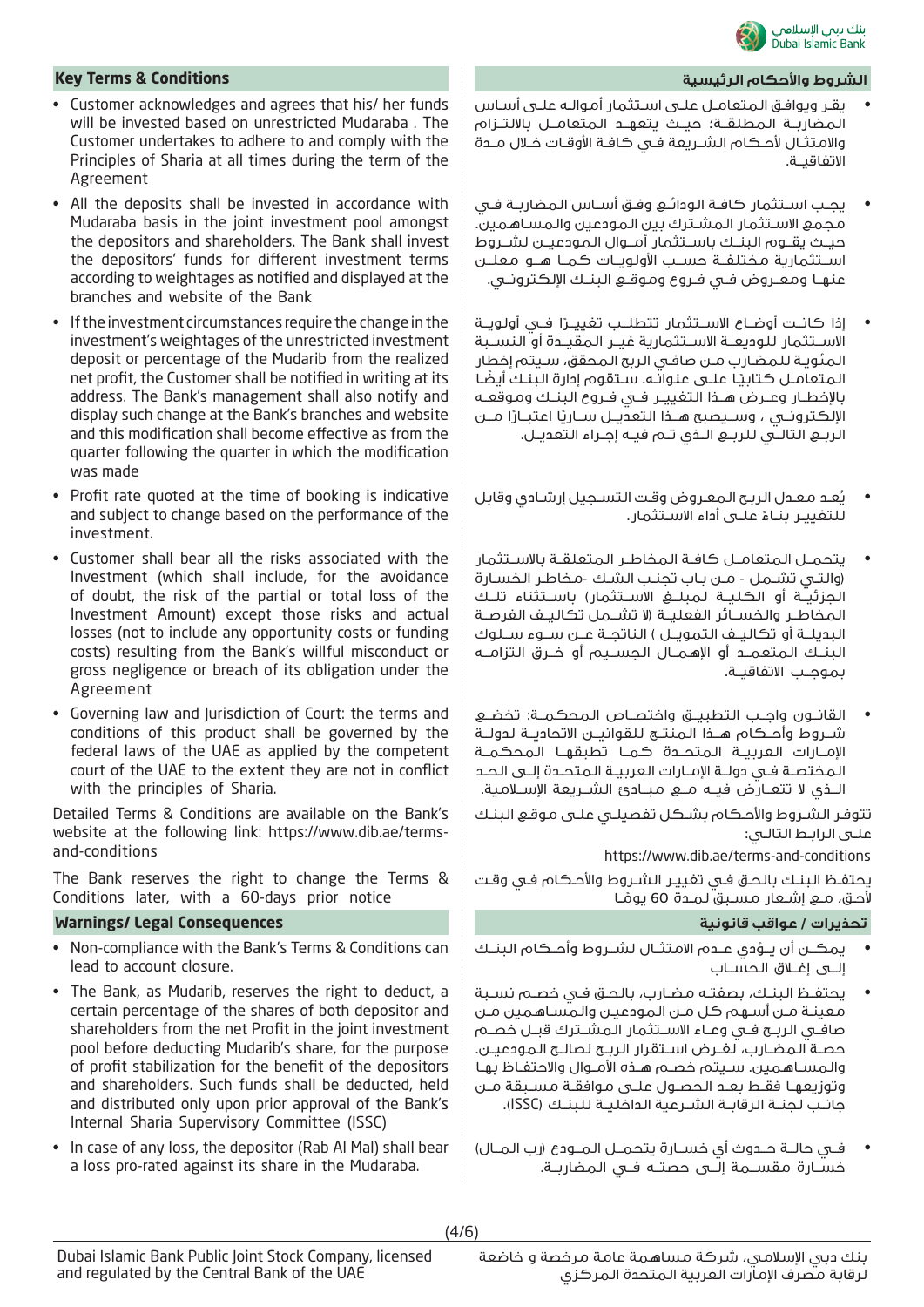## Key Terms & Conditions

- Customer acknowledges and agrees that his/ her funds will be invested based on unrestricted Mudaraba . The Customer undertakes to adhere to and comply with the Principles of Sharia at all times during the term of the Agreement
- All the deposits shall be invested in accordance with Mudaraba basis in the joint investment pool amongst the depositors and shareholders. The Bank shall invest the depositors' funds for different investment terms according to weightages as notified and displayed at the branches and website of the Bank
- If the investment circumstances require the change in the investment's weightages of the unrestricted investment deposit or percentage of the Mudarib from the realized net profit, the Customer shall be notified in writing at its address. The Bank's management shall also notify and display such change at the Bank's branches and website and this modification shall become effective as from the quarter following the quarter in which the modification was made
- Profit rate quoted at the time of booking is indicative and subject to change based on the performance of the investment.
- Customer shall bear all the risks associated with the Investment (which shall include, for the avoidance of doubt, the risk of the partial or total loss of the Investment Amount) except those risks and actual losses (not to include any opportunity costs or funding costs) resulting from the Bank's willful misconduct or gross negligence or breach of its obligation under the Agreement
- Governing law and Jurisdiction of Court: the terms and conditions of this product shall be governed by the federal laws of the UAE as applied by the competent court of the UAE to the extent they are not in conflict with the principles of Sharia.

Detailed Terms & Conditions are available on the Bank's website at the following link: https://www.dib.ae/terms-and-conditions

The Bank reserves the right to change the Terms & Conditions later, with a 60-days prior notice

## Warnings/ Legal Consequences

- Non-compliance with the Bank's Terms & Conditions can lead to account closure.
- The Bank, as Mudarib, reserves the right to deduct, a certain percentage of the shares of both depositor and shareholders from the net Profit in the joint investment pool before deducting Mudarib's share, for the purpose of profit stabilization for the benefit of the depositors and shareholders. Such funds shall be deducted, held and distributed only upon prior approval of the Bank's Internal Sharia Supervisory Committee (ISSC)
- In case of any loss, the depositor (Rab Al Mal) shall bear a loss pro-rated against its share in the Mudaraba.

## الشروط والأحكام الرئيسية

- يقر ويوافق المتعامل على استثمار أمواله على أساس المضاربة المطلقة؛ حيث يتعهد المتعامل بالالتزام والامتثال لأحكام الشريعة في كافة الأوقات خلال مدة الاتفاقية.
- يجب استثمار كافة الودائع وفق أساس المضاربة في مجمع الاستثمار المشترك بين المودعين والمساهمين. حيث يقوم البنك باستثمار أموال المودعين لشروط استثمارية مختلفة حسب الأولويات كما هو معلن عنها ومعروض في فروع وموقع البنك الإلكتروني.
- إذا كانت أوضاع الاستثمار تتطلب تغييرًا في أولوية الاستثمار للوديعة الاستثمارية غير المقيدة أو النسبة المئوية للمضارب من صافي الربح المحقق، سيتم إخطار المتعامل كتابيًا على عنوانه. ستقوم إدارة البنك أيضًا بالإخطار وعرض هذا التغيير في فروع البنك وموقعه الإلكتروني ، وسيصبح هذا التعديل ساريًا اعتبارًا من الربع التالي للربع الذي تم فيه إجراء التعديل.
- يُعد معدل الربح المعروض وقت التسجيل إرشادي وقابل للتغيير بناءً على أداء الاستثمار.
- يتحمل المتعامل كافة المخاطر المتعلقة بالاستثمار (والتي تشمل - من باب تجنب الشك -مخاطر الخسارة الجزئية أو الكلية لمبلغ الاستثمار) باستثناء تلك المخاطر والخسائر الفعلية (لا تشمل تكاليف الفرصة البديلة أو تكاليف التمويل ) الناتجة عن سوء سلوك البنك المتعمد أو الإهمال الجسيم أو خرق التزامه بموجب الاتفاقية.
- القانون واجب التطبيق واختصاص المحكمة: تخضع شروط وأحكام هذا المنتج للقوانين الاتحادية لدولة الإمارات العربية المتحدة كما تطبقها المحكمة المختصة في دولة الإمارات العربية المتحدة إلى الحد الذي لا تتعارض فيه مع مبادئ الشريعة الإسلامية.

تتوفر الشروط والأحكام بشكل تفصيلي على موقع البنك على الرابط التالي:

https://www.dib.ae/terms-and-conditions

يحتفظ البنك بالحق في تغيير الشروط والأحكام في وقت لأحق، مع إشعار مسبق لمدة 60 يومًا

## تحذيرات / عواقب قانونية

- يمكن أن يؤدي عدم الامتثال لشروط وأحكام البنك إلى إغلاق الحساب
- يحتفظ البنك، بصفته مضارب، بالحق في خصم نسبة معينة من أسهم كل من المودعين والمساهمين من صافي الربح في وعاء الاستثمار المشترك قبل خصم حصة المضارب، لغرض استقرار الربح لصالح المودعين. والمساهمين. سيتم خصم هذه الأموال والاحتفاظ بها وتوزيعها فقط بعد الحصول على موافقة مسبقة من جانب لجنة الرقابة الشرعية الداخلية للبنك (ISSC).
- في حالة حدوث أي خسارة يتحمل المودع (رب المال) خسارة مقسمة إلى حصته في المضاربة.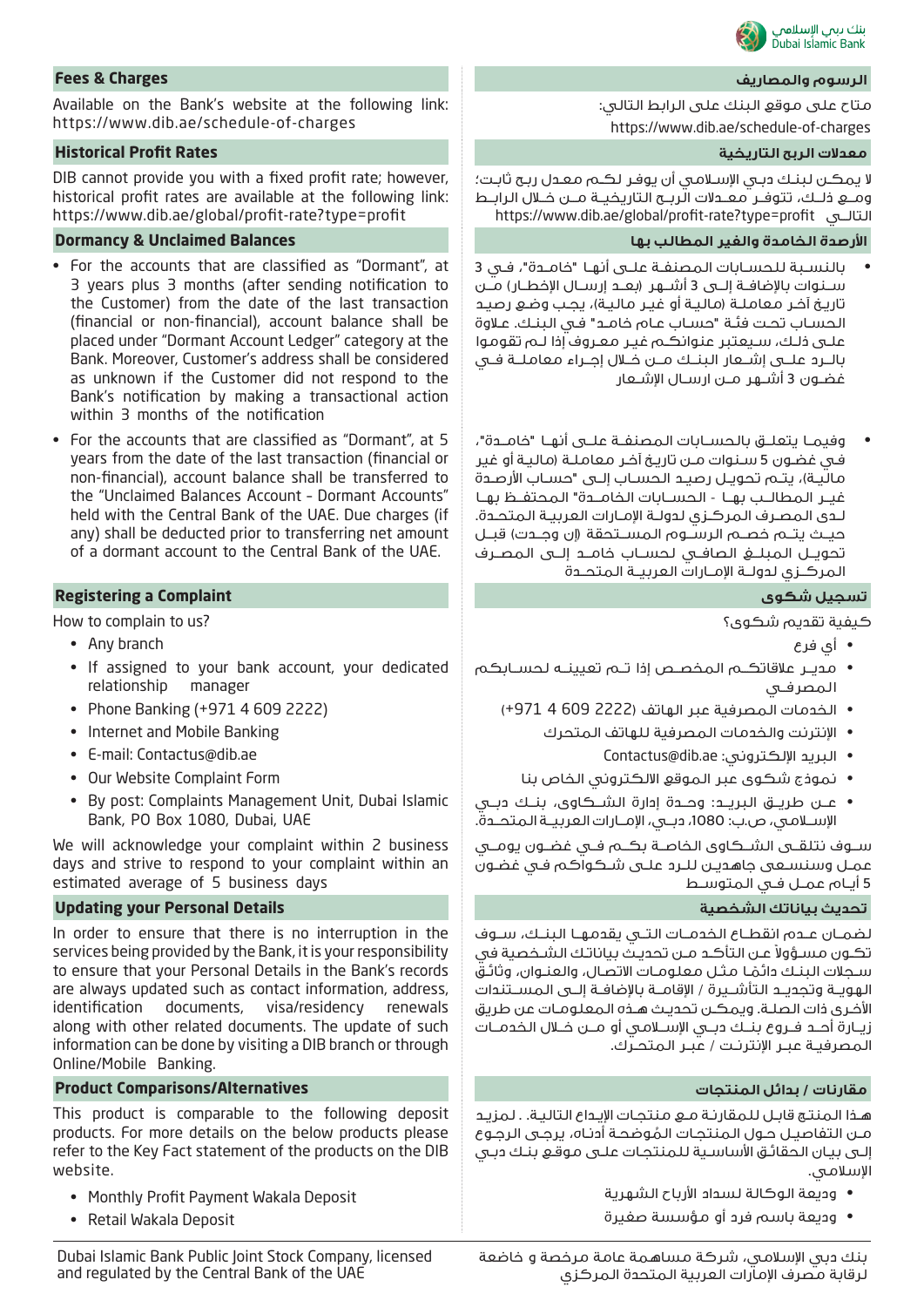## Fees & Charges

Available on the Bank's website at the following link: https://www.dib.ae/schedule-of-charges

## Historical Profit Rates

DIB cannot provide you with a fixed profit rate; however, historical profit rates are available at the following link: https://www.dib.ae/global/profit-rate?type=profit

## Dormancy & Unclaimed Balances

- For the accounts that are classified as "Dormant", at 3 years plus 3 months (after sending notification to the Customer) from the date of the last transaction (financial or non-financial), account balance shall be placed under "Dormant Account Ledger" category at the Bank. Moreover, Customer's address shall be considered as unknown if the Customer did not respond to the Bank's notification by making a transactional action within 3 months of the notification
- For the accounts that are classified as "Dormant", at 5 years from the date of the last transaction (financial or non-financial), account balance shall be transferred to the "Unclaimed Balances Account – Dormant Accounts" held with the Central Bank of the UAE. Due charges (if any) shall be deducted prior to transferring net amount of a dormant account to the Central Bank of the UAE.

## Registering a Complaint

How to complain to us?

- Any branch
- If assigned to your bank account, your dedicated relationship manager
- Phone Banking (+971 4 609 2222)
- Internet and Mobile Banking
- E-mail: Contactus@dib.ae
- Our Website Complaint Form
- By post: Complaints Management Unit, Dubai Islamic Bank, PO Box 1080, Dubai, UAE

We will acknowledge your complaint within 2 business days and strive to respond to your complaint within an estimated average of 5 business days

## Updating your Personal Details

In order to ensure that there is no interruption in the services being provided by the Bank, it is your responsibility to ensure that your Personal Details in the Bank's records are always updated such as contact information, address, identification documents, visa/residency renewals along with other related documents. The update of such information can be done by visiting a DIB branch or through Online/Mobile Banking.

## Product Comparisons/Alternatives

This product is comparable to the following deposit products. For more details on the below products please refer to the Key Fact statement of the products on the DIB website.

- Monthly Profit Payment Wakala Deposit
- Retail Wakala Deposit

## الرسوم والمصاريف

متاح على موقع البنك على الرابط التالي:
https://www.dib.ae/schedule-of-charges

## معدلات الربح التاريخية

لا يمكن لبنك دبي الإسلامي أن يوفر لكم معدل ربح ثابت؛ ومع ذلك، تتوفر معدلات الربح التاريخية من خلال الرابط التالي https://www.dib.ae/global/profit-rate?type=profit

## الأرصدة الخامدة والغير المطالب بها

- بالنسبة للحسابات المصنفة على أنها "خامدة"، في 3 سنوات بالإضافة إلى 3 أشهر (بعد إرسال الإخطار) من تاريخ آخر معاملة (مالية أو غير مالية)، يجب وضع رصيد الحساب تحت فئة "حساب عام خامد" في البنك. علاوة على ذلك، سيعتبر عنوانكم غير معروف إذا لم تقوموا بالرد على إشعار البنك من خلال إجراء معاملة في غضون 3 أشهر من ارسال الإشعار
- وفيما يتعلق بالحسابات المصنفة على أنها "خامدة"، في غضون 5 سنوات من تاريخ آخر معاملة (مالية أو غير مالية)، يتم تحويل رصيد الحساب إلى "حساب الأرصدة غير المطالب بها - الحسابات الخامدة" المحتفظ بها لدى المصرف المركزي لدولة الإمارات العربية المتحدة. حيث يتم خصم الرسوم المستحقة (إن وجدت) قبل تحويل المبلغ الصافي لحساب خامد إلى المصرف المركزي لدولة الإمارات العربية المتحدة

## تسجيل شكوى

كيفية تقديم شكوى؟

- أي فرع
- مدير علاقاتكم المخصص إذا تم تعيينه لحسابكم المصرفي
- الخدمات المصرفية عبر الهاتف (2222 609 4 971+)
- الإنترنت والخدمات المصرفية للهاتف المتحرك
- البريد الإلكتروني: Contactus@dib.ae
- نموذج شكوى عبر الموقع الالكتروني الخاص بنا
- عن طريق البريد: وحدة إدارة الشكاوى، بنك دبي الإسلامي، ص.ب: 1080، دبي، الإمارات العربية المتحدة.

سوف نتلقى الشكاوى الخاصة بكم في غضون يومي عمل وسنسعى جاهدين للرد على شكواكم في غضون 5 أيام عمل في المتوسط

## تحديث بياناتك الشخصية

لضمان عدم انقطاع الخدمات التي يقدمها البنك، سوف تكون مسؤولاً عن التأكد من تحديث بياناتك الشخصية في سجلات البنك دائمًا مثل معلومات الاتصال، والعنوان، وثائق الهوية وتجديد التأشيرة / الإقامة بالإضافة إلى المستندات الأخرى ذات الصلة. ويمكن تحديث هذه المعلومات عن طريق زيارة أحد فروع بنك دبي الإسلامي أو من خلال الخدمات المصرفية عبر الإنترنت / عبر المتحرك.

## مقارنات / بدائل المنتجات

هذا المنتج قابل للمقارنة مع منتجات الإيداع التالية. . لمزيد من التفاصيل حول المنتجات المُوضحة أدناه، يرجى الرجوع إلى بيان الحقائق الأساسية للمنتجات على موقع بنك دبي الإسلامي.

- وديعة الوكالة لسداد الأرباح الشهرية
- وديعة باسم فرد أو مؤسسة صغيرة

Dubai Islamic Bank Public Joint Stock Company, licensed and regulated by the Central Bank of the UAE

بنك دبي الإسلامي، شركة مساهمة عامة مرخصة و خاضعة لرقابة مصرف الإمارات العربية المتحدة المركزي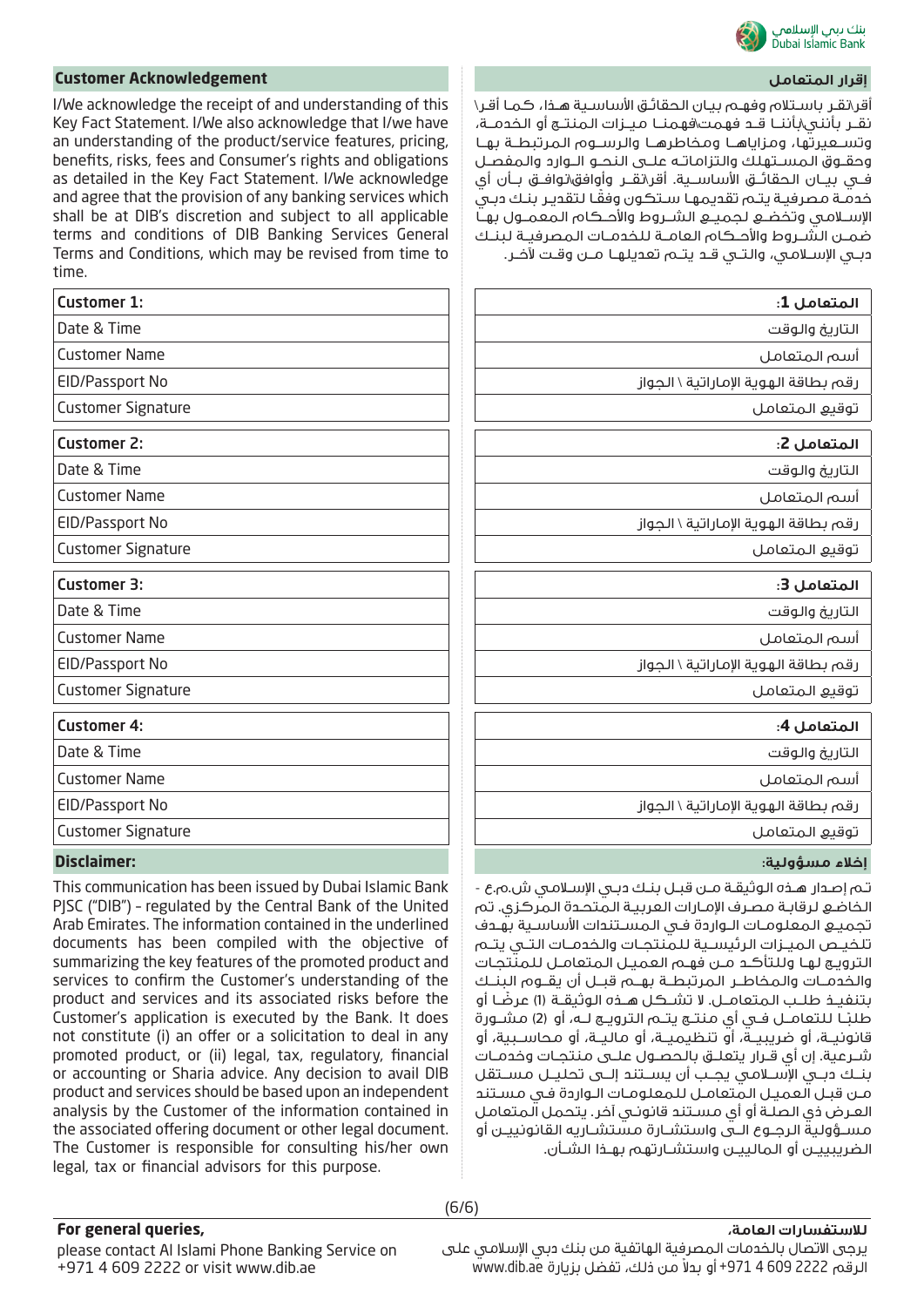## Customer Acknowledgement

I/We acknowledge the receipt of and understanding of this Key Fact Statement. I/We also acknowledge that I/we have an understanding of the product/service features, pricing, benefits, risks, fees and Consumer's rights and obligations as detailed in the Key Fact Statement. I/We acknowledge and agree that the provision of any banking services which shall be at DIB's discretion and subject to all applicable terms and conditions of DIB Banking Services General Terms and Conditions, which may be revised from time to time.

## إقرار المتعامل

أقر\نقر باستلام وفهم بيان الحقائق الأساسية هذا، كما أقر\نقر بأنني\بأننا قد فهمت\فهمنا ميزات المنتج أو الخدمة، وتسعيرتها، ومزاياها ومخاطرها والرسوم المرتبطة بها وحقوق المستهلك والتزاماته على النحو الوارد والمفصل في بيان الحقائق الأساسية. أقر\نقر وأوافق\نوافق بأن أي خدمة مصرفية يتم تقديمها ستكون وفقًا لتقدير بنك دبي الإسلامي وتخضع لجميع الشروط والأحكام المعمول بها ضمن الشروط والأحكام العامة للخدمات المصرفية لبنك دبي الإسلامي، والتي قد يتم تعديلها من وقت لآخر.

| **Customer 1:** | | **المتعامل 1:** |
|---|---|---|
| Date & Time | | التاريخ والوقت |
| Customer Name | | أسم المتعامل |
| EID/Passport No | | رقم بطاقة الهوية الإماراتية \ الجواز |
| Customer Signature | | توقيع المتعامل |

| **Customer 2:** | | **المتعامل 2:** |
|---|---|---|
| Date & Time | | التاريخ والوقت |
| Customer Name | | أسم المتعامل |
| EID/Passport No | | رقم بطاقة الهوية الإماراتية \ الجواز |
| Customer Signature | | توقيع المتعامل |

| **Customer 3:** | | **المتعامل 3:** |
|---|---|---|
| Date & Time | | التاريخ والوقت |
| Customer Name | | أسم المتعامل |
| EID/Passport No | | رقم بطاقة الهوية الإماراتية \ الجواز |
| Customer Signature | | توقيع المتعامل |

| **Customer 4:** | | **المتعامل 4:** |
|---|---|---|
| Date & Time | | التاريخ والوقت |
| Customer Name | | أسم المتعامل |
| EID/Passport No | | رقم بطاقة الهوية الإماراتية \ الجواز |
| Customer Signature | | توقيع المتعامل |

## Disclaimer:

This communication has been issued by Dubai Islamic Bank PJSC ("DIB") - regulated by the Central Bank of the United Arab Emirates. The information contained in the underlined documents has been compiled with the objective of summarizing the key features of the promoted product and services to confirm the Customer's understanding of the product and services and its associated risks before the Customer's application is executed by the Bank. It does not constitute (i) an offer or a solicitation to deal in any promoted product, or (ii) legal, tax, regulatory, financial or accounting or Sharia advice. Any decision to avail DIB product and services should be based upon an independent analysis by the Customer of the information contained in the associated offering document or other legal document. The Customer is responsible for consulting his/her own legal, tax or financial advisors for this purpose.

## إخلاء مسؤولية:

تم إصدار هذه الوثيقة من قبل بنك دبي الإسلامي ش.م.ع - الخاضع لرقابة مصرف الإمارات العربية المتحدة المركزي. تم تجميع المعلومات الواردة في المستندات الأساسية بهدف تلخيص الميزات الرئيسية للمنتجات والخدمات التي يتم الترويج لها وللتأكد من فهم العميل المتعامل للمنتجات والخدمات والمخاطر المرتبطة بهم قبل أن يقوم البنك بتنفيذ طلب المتعامل. لا تشكل هذه الوثيقة (1) عرضًا أو طلبًا للتعامل في أي منتج يتم الترويج له، أو (2) مشورة قانونية، أو ضريبية، أو تنظيمية، أو مالية، أو محاسبية، أو شرعية. إن أي قرار يتعلق بالحصول على منتجات وخدمات بنك دبي الإسلامي يجب أن يستند إلى تحليل مستقل من قبل العميل المتعامل للمعلومات الواردة في مستند العرض ذي الصلة أو أي مستند قانوني آخر. يتحمل المتعامل مسؤولية الرجوع الى واستشارة مستشاريه القانونيين أو الضريبيين أو الماليين واستشارتهم بهذا الشأن.

**For general queries,**

please contact Al Islami Phone Banking Service on +971 4 609 2222 or visit www.dib.ae

**للاستفسارات العامة،**

يرجى الاتصال بالخدمات المصرفية الهاتفية من بنك دبي الإسلامي على الرقم 2222 609 4 971+ أو بدلاً من ذلك، تفضل بزيارة www.dib.ae